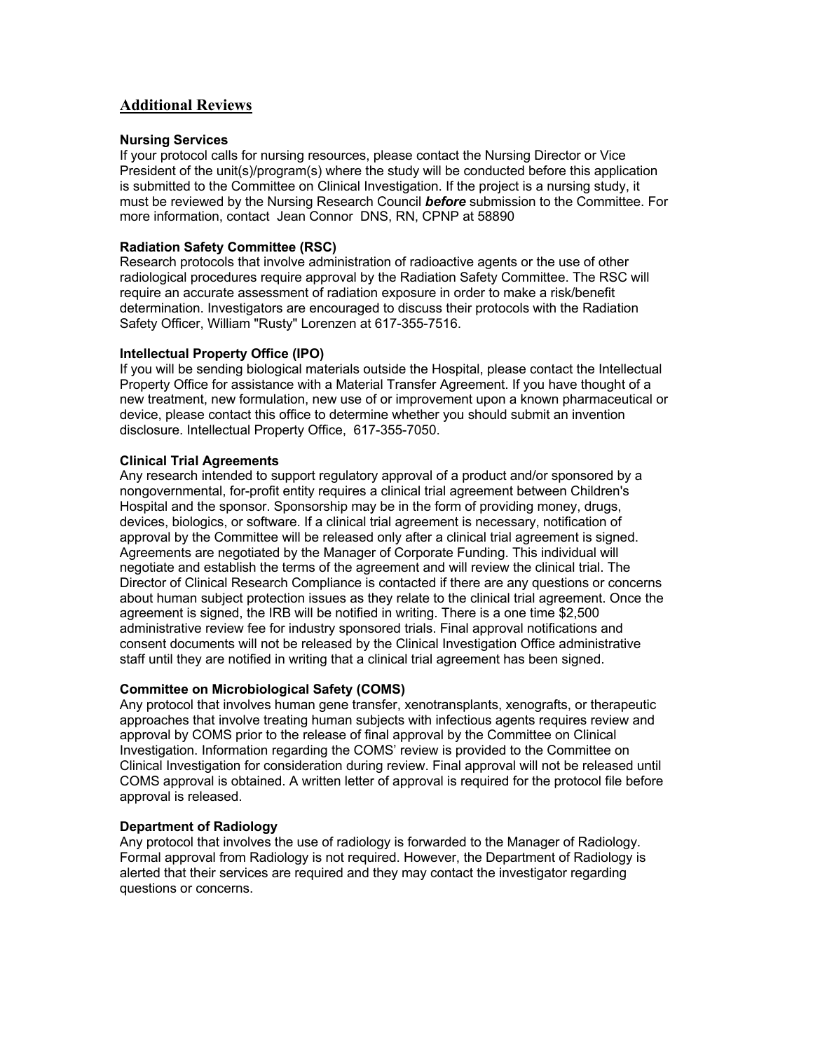## Additional Reviews

### Nursing Services

If your protocol calls for nursing resources, please contact the Nursing Director or Vice President of the unit(s)/program(s) where the study will be conducted before this application is submitted to the Committee on Clinical Investigation. If the project is a nursing study, it must be reviewed by the Nursing Research Council ***before*** submission to the Committee. For more information, contact Jean Connor DNS, RN, CPNP at 58890

### Radiation Safety Committee (RSC)

Research protocols that involve administration of radioactive agents or the use of other radiological procedures require approval by the Radiation Safety Committee. The RSC will require an accurate assessment of radiation exposure in order to make a risk/benefit determination. Investigators are encouraged to discuss their protocols with the Radiation Safety Officer, William "Rusty" Lorenzen at 617-355-7516.

### Intellectual Property Office (IPO)

If you will be sending biological materials outside the Hospital, please contact the Intellectual Property Office for assistance with a Material Transfer Agreement. If you have thought of a new treatment, new formulation, new use of or improvement upon a known pharmaceutical or device, please contact this office to determine whether you should submit an invention disclosure. Intellectual Property Office, 617-355-7050.

### Clinical Trial Agreements

Any research intended to support regulatory approval of a product and/or sponsored by a nongovernmental, for-profit entity requires a clinical trial agreement between Children's Hospital and the sponsor. Sponsorship may be in the form of providing money, drugs, devices, biologics, or software. If a clinical trial agreement is necessary, notification of approval by the Committee will be released only after a clinical trial agreement is signed. Agreements are negotiated by the Manager of Corporate Funding. This individual will negotiate and establish the terms of the agreement and will review the clinical trial. The Director of Clinical Research Compliance is contacted if there are any questions or concerns about human subject protection issues as they relate to the clinical trial agreement. Once the agreement is signed, the IRB will be notified in writing. There is a one time $2,500 administrative review fee for industry sponsored trials. Final approval notifications and consent documents will not be released by the Clinical Investigation Office administrative staff until they are notified in writing that a clinical trial agreement has been signed.

### Committee on Microbiological Safety (COMS)

Any protocol that involves human gene transfer, xenotransplants, xenografts, or therapeutic approaches that involve treating human subjects with infectious agents requires review and approval by COMS prior to the release of final approval by the Committee on Clinical Investigation. Information regarding the COMS' review is provided to the Committee on Clinical Investigation for consideration during review. Final approval will not be released until COMS approval is obtained. A written letter of approval is required for the protocol file before approval is released.

### Department of Radiology

Any protocol that involves the use of radiology is forwarded to the Manager of Radiology. Formal approval from Radiology is not required. However, the Department of Radiology is alerted that their services are required and they may contact the investigator regarding questions or concerns.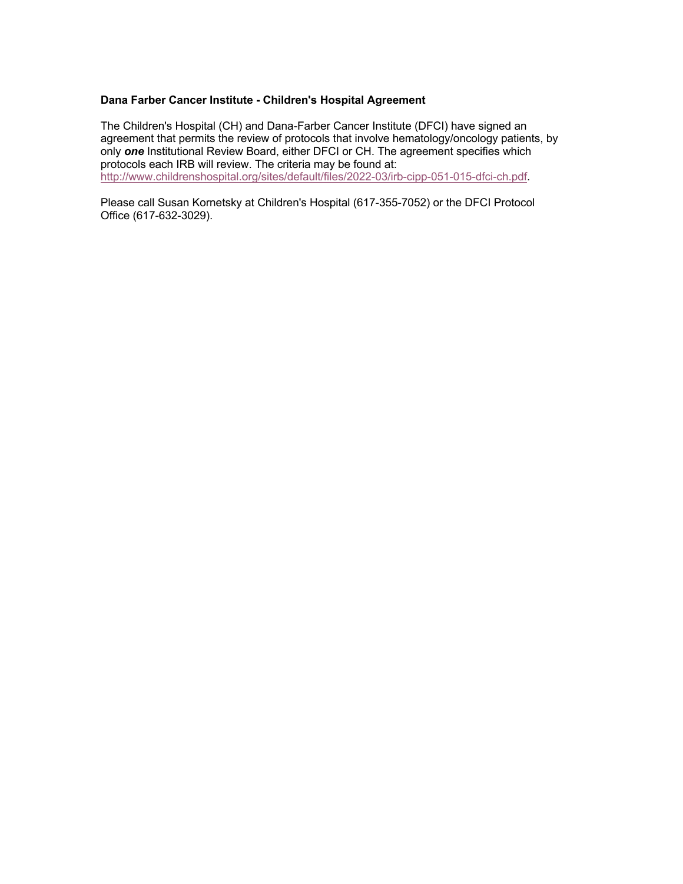**Dana Farber Cancer Institute - Children's Hospital Agreement**

The Children's Hospital (CH) and Dana-Farber Cancer Institute (DFCI) have signed an agreement that permits the review of protocols that involve hematology/oncology patients, by only ***one*** Institutional Review Board, either DFCI or CH. The agreement specifies which protocols each IRB will review. The criteria may be found at: [http://www.childrenshospital.org/sites/default/files/2022-03/irb-cipp-051-015-dfci-ch.pdf](http://www.childrenshospital.org/sites/default/files/2022-03/irb-cipp-051-015-dfci-ch.pdf).

Please call Susan Kornetsky at Children's Hospital (617-355-7052) or the DFCI Protocol Office (617-632-3029).